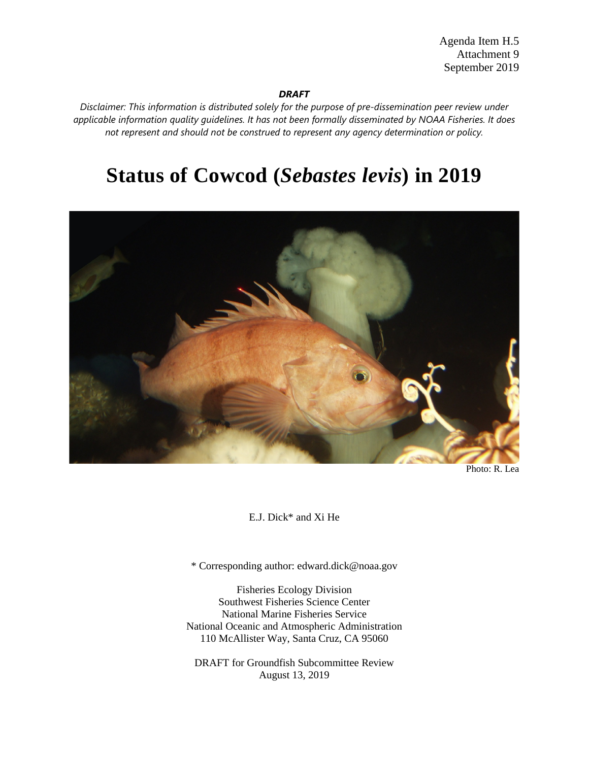Agenda Item H.5
Attachment 9
September 2019

***DRAFT***

*Disclaimer: This information is distributed solely for the purpose of pre-dissemination peer review under applicable information quality guidelines. It has not been formally disseminated by NOAA Fisheries. It does not represent and should not be construed to represent any agency determination or policy.*

# Status of Cowcod (*Sebastes levis*) in 2019

Photo: R. Lea

E.J. Dick* and Xi He

\* Corresponding author: edward.dick@noaa.gov

Fisheries Ecology Division
Southwest Fisheries Science Center
National Marine Fisheries Service
National Oceanic and Atmospheric Administration
110 McAllister Way, Santa Cruz, CA 95060

DRAFT for Groundfish Subcommittee Review
August 13, 2019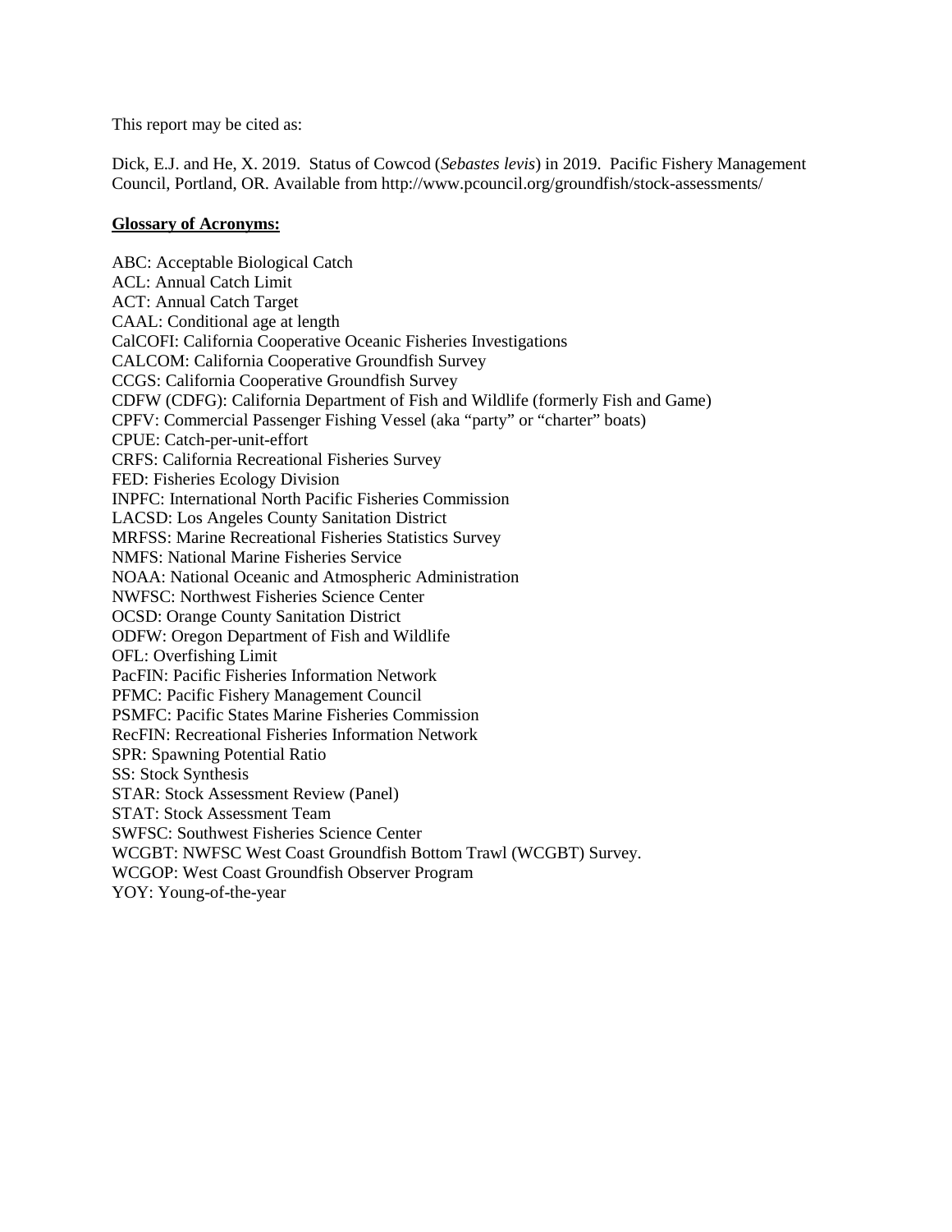This report may be cited as:

Dick, E.J. and He, X. 2019. Status of Cowcod (*Sebastes levis*) in 2019. Pacific Fishery Management Council, Portland, OR. Available from http://www.pcouncil.org/groundfish/stock-assessments/

**<u>Glossary of Acronyms:</u>**

ABC: Acceptable Biological Catch
ACL: Annual Catch Limit
ACT: Annual Catch Target
CAAL: Conditional age at length
CalCOFI: California Cooperative Oceanic Fisheries Investigations
CALCOM: California Cooperative Groundfish Survey
CCGS: California Cooperative Groundfish Survey
CDFW (CDFG): California Department of Fish and Wildlife (formerly Fish and Game)
CPFV: Commercial Passenger Fishing Vessel (aka "party" or "charter" boats)
CPUE: Catch-per-unit-effort
CRFS: California Recreational Fisheries Survey
FED: Fisheries Ecology Division
INPFC: International North Pacific Fisheries Commission
LACSD: Los Angeles County Sanitation District
MRFSS: Marine Recreational Fisheries Statistics Survey
NMFS: National Marine Fisheries Service
NOAA: National Oceanic and Atmospheric Administration
NWFSC: Northwest Fisheries Science Center
OCSD: Orange County Sanitation District
ODFW: Oregon Department of Fish and Wildlife
OFL: Overfishing Limit
PacFIN: Pacific Fisheries Information Network
PFMC: Pacific Fishery Management Council
PSMFC: Pacific States Marine Fisheries Commission
RecFIN: Recreational Fisheries Information Network
SPR: Spawning Potential Ratio
SS: Stock Synthesis
STAR: Stock Assessment Review (Panel)
STAT: Stock Assessment Team
SWFSC: Southwest Fisheries Science Center
WCGBT: NWFSC West Coast Groundfish Bottom Trawl (WCGBT) Survey.
WCGOP: West Coast Groundfish Observer Program
YOY: Young-of-the-year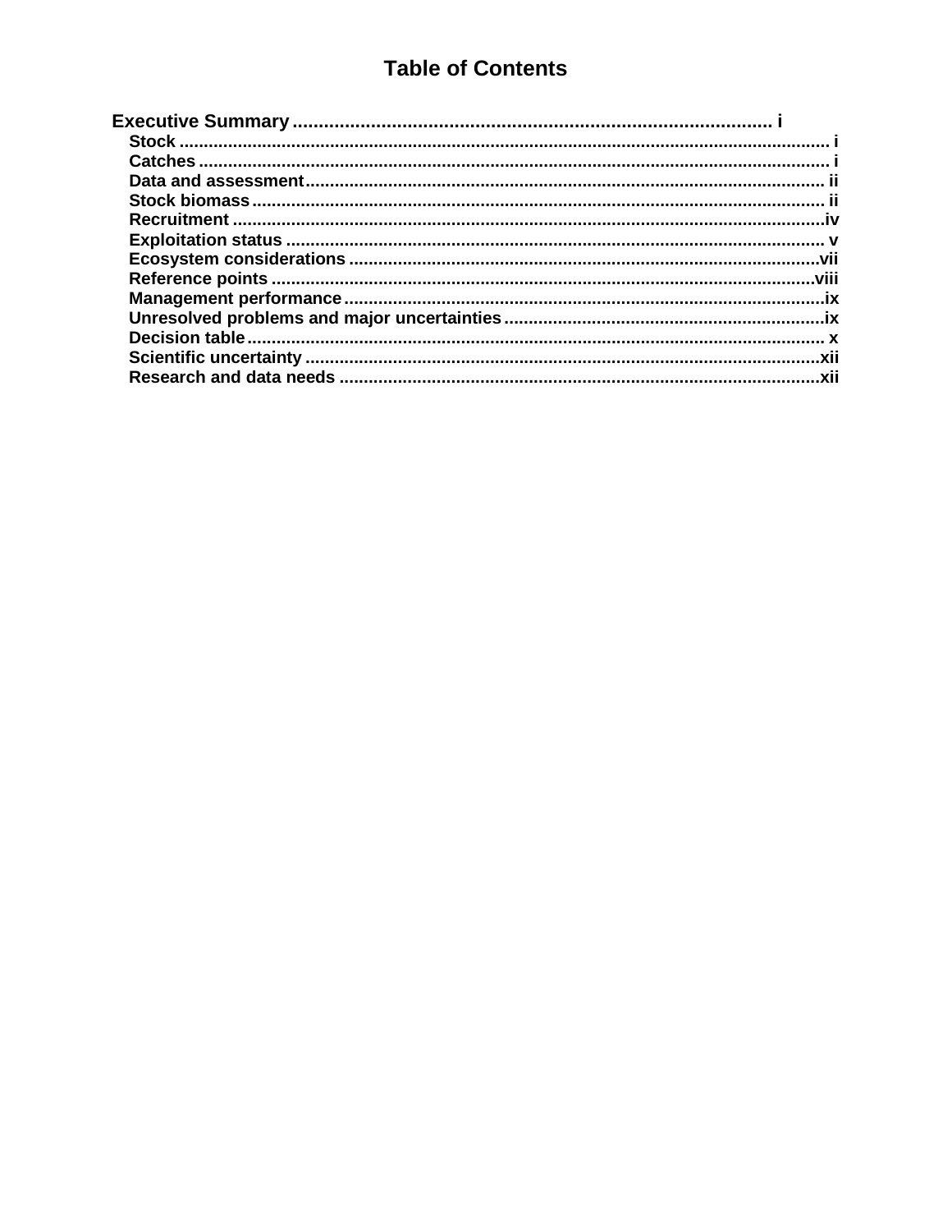# Table of Contents

**Executive Summary** .......... i

- **Stock** .......... i
- **Catches** .......... i
- **Data and assessment** .......... ii
- **Stock biomass** .......... ii
- **Recruitment** .......... iv
- **Exploitation status** .......... v
- **Ecosystem considerations** .......... vii
- **Reference points** .......... viii
- **Management performance** .......... ix
- **Unresolved problems and major uncertainties** .......... ix
- **Decision table** .......... x
- **Scientific uncertainty** .......... xii
- **Research and data needs** .......... xii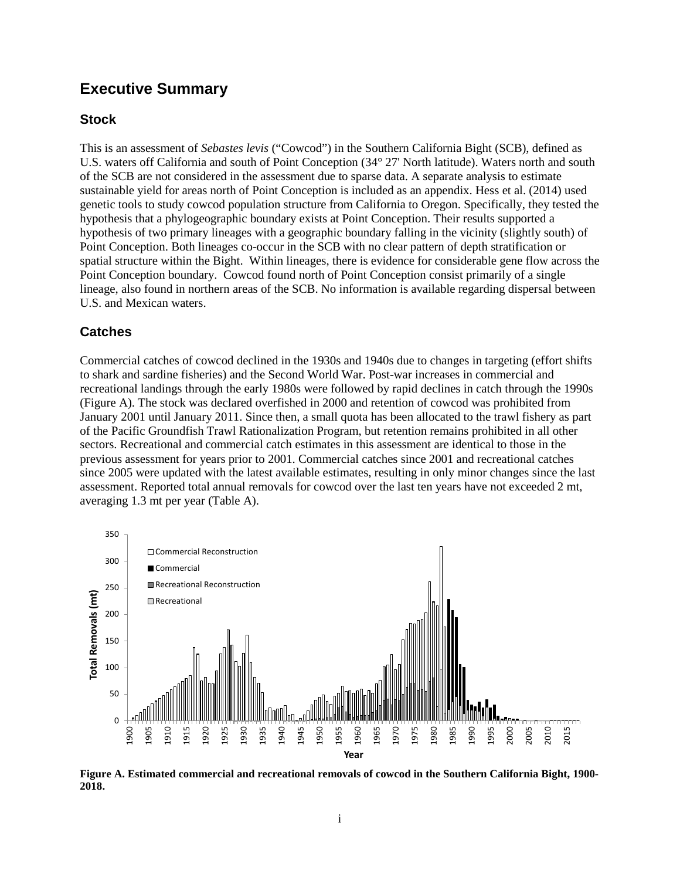# Executive Summary

## Stock

This is an assessment of *Sebastes levis* ("Cowcod") in the Southern California Bight (SCB), defined as U.S. waters off California and south of Point Conception (34° 27' North latitude). Waters north and south of the SCB are not considered in the assessment due to sparse data. A separate analysis to estimate sustainable yield for areas north of Point Conception is included as an appendix. Hess et al. (2014) used genetic tools to study cowcod population structure from California to Oregon. Specifically, they tested the hypothesis that a phylogeographic boundary exists at Point Conception. Their results supported a hypothesis of two primary lineages with a geographic boundary falling in the vicinity (slightly south) of Point Conception. Both lineages co-occur in the SCB with no clear pattern of depth stratification or spatial structure within the Bight. Within lineages, there is evidence for considerable gene flow across the Point Conception boundary. Cowcod found north of Point Conception consist primarily of a single lineage, also found in northern areas of the SCB. No information is available regarding dispersal between U.S. and Mexican waters.

## Catches

Commercial catches of cowcod declined in the 1930s and 1940s due to changes in targeting (effort shifts to shark and sardine fisheries) and the Second World War. Post-war increases in commercial and recreational landings through the early 1980s were followed by rapid declines in catch through the 1990s (Figure A). The stock was declared overfished in 2000 and retention of cowcod was prohibited from January 2001 until January 2011. Since then, a small quota has been allocated to the trawl fishery as part of the Pacific Groundfish Trawl Rationalization Program, but retention remains prohibited in all other sectors. Recreational and commercial catch estimates in this assessment are identical to those in the previous assessment for years prior to 2001. Commercial catches since 2001 and recreational catches since 2005 were updated with the latest available estimates, resulting in only minor changes since the last assessment. Reported total annual removals for cowcod over the last ten years have not exceeded 2 mt, averaging 1.3 mt per year (Table A).

**Figure A. Estimated commercial and recreational removals of cowcod in the Southern California Bight, 1900-2018.**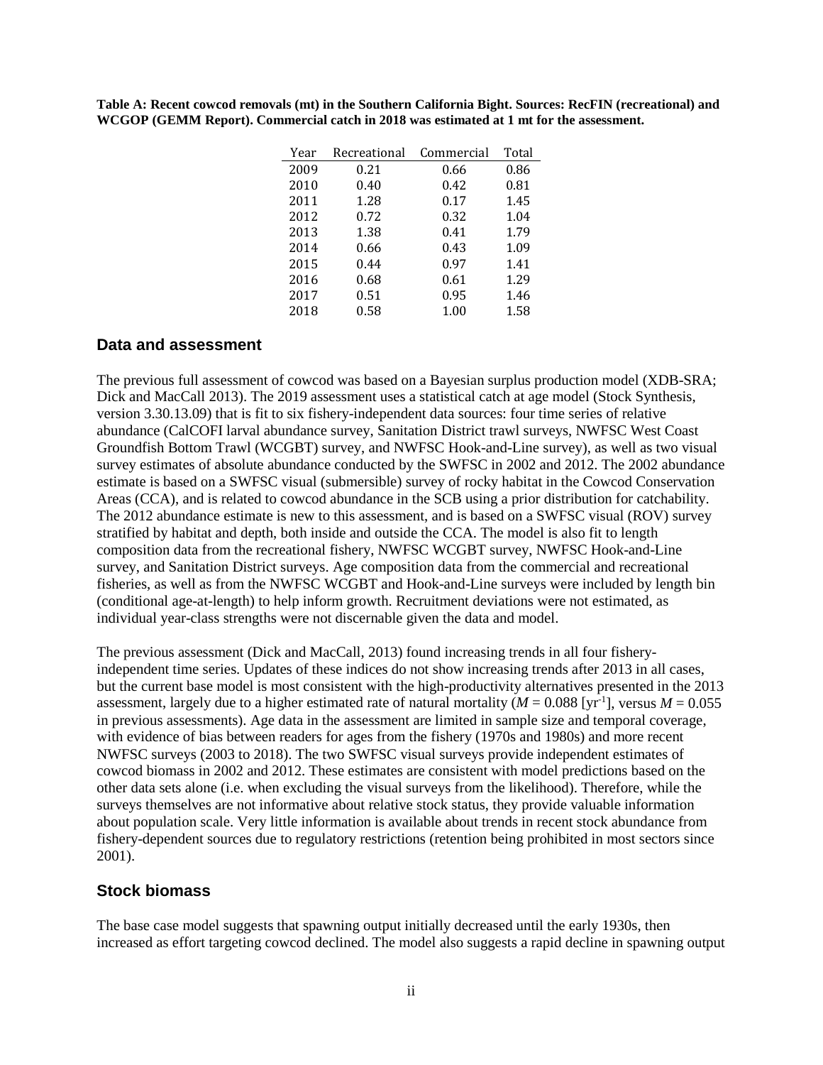**Table A: Recent cowcod removals (mt) in the Southern California Bight. Sources: RecFIN (recreational) and WCGOP (GEMM Report). Commercial catch in 2018 was estimated at 1 mt for the assessment.**

| Year | Recreational | Commercial | Total |
|---|---|---|---|
| 2009 | 0.21 | 0.66 | 0.86 |
| 2010 | 0.40 | 0.42 | 0.81 |
| 2011 | 1.28 | 0.17 | 1.45 |
| 2012 | 0.72 | 0.32 | 1.04 |
| 2013 | 1.38 | 0.41 | 1.79 |
| 2014 | 0.66 | 0.43 | 1.09 |
| 2015 | 0.44 | 0.97 | 1.41 |
| 2016 | 0.68 | 0.61 | 1.29 |
| 2017 | 0.51 | 0.95 | 1.46 |
| 2018 | 0.58 | 1.00 | 1.58 |

## Data and assessment

The previous full assessment of cowcod was based on a Bayesian surplus production model (XDB-SRA; Dick and MacCall 2013). The 2019 assessment uses a statistical catch at age model (Stock Synthesis, version 3.30.13.09) that is fit to six fishery-independent data sources: four time series of relative abundance (CalCOFI larval abundance survey, Sanitation District trawl surveys, NWFSC West Coast Groundfish Bottom Trawl (WCGBT) survey, and NWFSC Hook-and-Line survey), as well as two visual survey estimates of absolute abundance conducted by the SWFSC in 2002 and 2012. The 2002 abundance estimate is based on a SWFSC visual (submersible) survey of rocky habitat in the Cowcod Conservation Areas (CCA), and is related to cowcod abundance in the SCB using a prior distribution for catchability. The 2012 abundance estimate is new to this assessment, and is based on a SWFSC visual (ROV) survey stratified by habitat and depth, both inside and outside the CCA. The model is also fit to length composition data from the recreational fishery, NWFSC WCGBT survey, NWFSC Hook-and-Line survey, and Sanitation District surveys. Age composition data from the commercial and recreational fisheries, as well as from the NWFSC WCGBT and Hook-and-Line surveys were included by length bin (conditional age-at-length) to help inform growth. Recruitment deviations were not estimated, as individual year-class strengths were not discernable given the data and model.

The previous assessment (Dick and MacCall, 2013) found increasing trends in all four fishery-independent time series. Updates of these indices do not show increasing trends after 2013 in all cases, but the current base model is most consistent with the high-productivity alternatives presented in the 2013 assessment, largely due to a higher estimated rate of natural mortality ($M = 0.088$ [$yr^{-1}$], versus $M = 0.055$ in previous assessments). Age data in the assessment are limited in sample size and temporal coverage, with evidence of bias between readers for ages from the fishery (1970s and 1980s) and more recent NWFSC surveys (2003 to 2018). The two SWFSC visual surveys provide independent estimates of cowcod biomass in 2002 and 2012. These estimates are consistent with model predictions based on the other data sets alone (i.e. when excluding the visual surveys from the likelihood). Therefore, while the surveys themselves are not informative about relative stock status, they provide valuable information about population scale. Very little information is available about trends in recent stock abundance from fishery-dependent sources due to regulatory restrictions (retention being prohibited in most sectors since 2001).

## Stock biomass

The base case model suggests that spawning output initially decreased until the early 1930s, then increased as effort targeting cowcod declined. The model also suggests a rapid decline in spawning output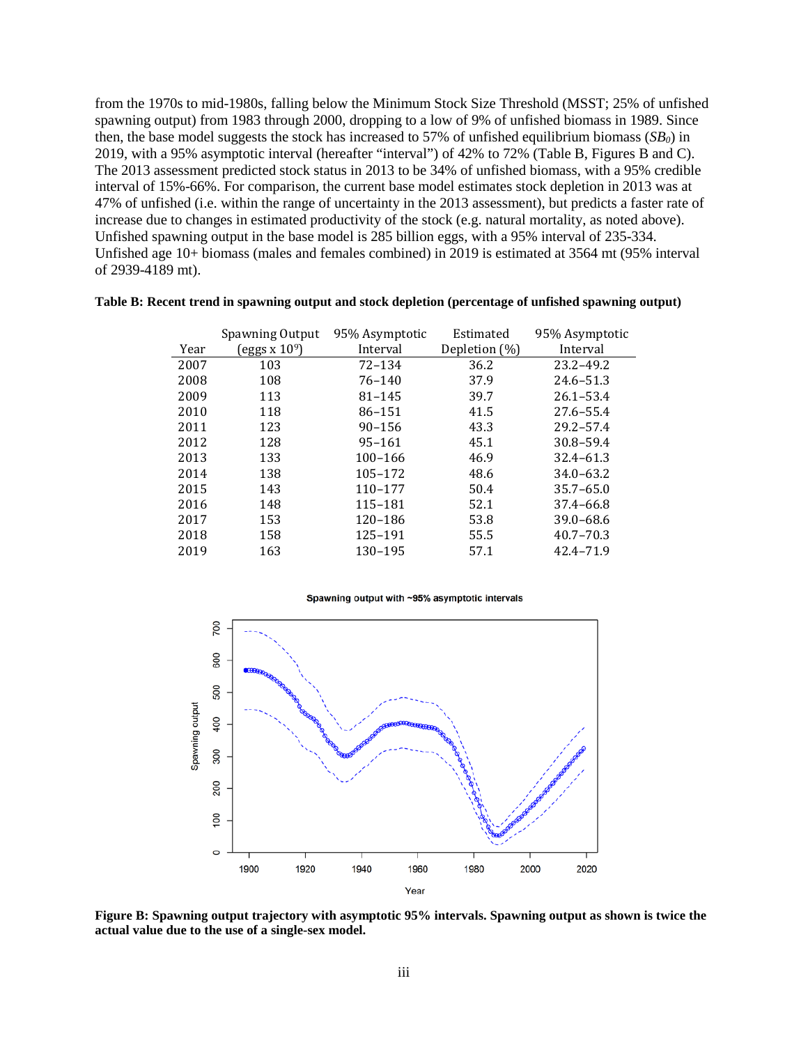from the 1970s to mid-1980s, falling below the Minimum Stock Size Threshold (MSST; 25% of unfished spawning output) from 1983 through 2000, dropping to a low of 9% of unfished biomass in 1989. Since then, the base model suggests the stock has increased to 57% of unfished equilibrium biomass ($SB_0$) in 2019, with a 95% asymptotic interval (hereafter "interval") of 42% to 72% (Table B, Figures B and C). The 2013 assessment predicted stock status in 2013 to be 34% of unfished biomass, with a 95% credible interval of 15%-66%. For comparison, the current base model estimates stock depletion in 2013 was at 47% of unfished (i.e. within the range of uncertainty in the 2013 assessment), but predicts a faster rate of increase due to changes in estimated productivity of the stock (e.g. natural mortality, as noted above). Unfished spawning output in the base model is 285 billion eggs, with a 95% interval of 235-334. Unfished age 10+ biomass (males and females combined) in 2019 is estimated at 3564 mt (95% interval of 2939-4189 mt).

**Table B: Recent trend in spawning output and stock depletion (percentage of unfished spawning output)**

| Year | Spawning Output (eggs x $10^9$) | 95% Asymptotic Interval | Estimated Depletion (%) | 95% Asymptotic Interval |
|---|---|---|---|---|
| 2007 | 103 | 72–134 | 36.2 | 23.2–49.2 |
| 2008 | 108 | 76–140 | 37.9 | 24.6–51.3 |
| 2009 | 113 | 81–145 | 39.7 | 26.1–53.4 |
| 2010 | 118 | 86–151 | 41.5 | 27.6–55.4 |
| 2011 | 123 | 90–156 | 43.3 | 29.2–57.4 |
| 2012 | 128 | 95–161 | 45.1 | 30.8–59.4 |
| 2013 | 133 | 100–166 | 46.9 | 32.4–61.3 |
| 2014 | 138 | 105–172 | 48.6 | 34.0–63.2 |
| 2015 | 143 | 110–177 | 50.4 | 35.7–65.0 |
| 2016 | 148 | 115–181 | 52.1 | 37.4–66.8 |
| 2017 | 153 | 120–186 | 53.8 | 39.0–68.6 |
| 2018 | 158 | 125–191 | 55.5 | 40.7–70.3 |
| 2019 | 163 | 130–195 | 57.1 | 42.4–71.9 |

**Figure B: Spawning output trajectory with asymptotic 95% intervals. Spawning output as shown is twice the actual value due to the use of a single-sex model.**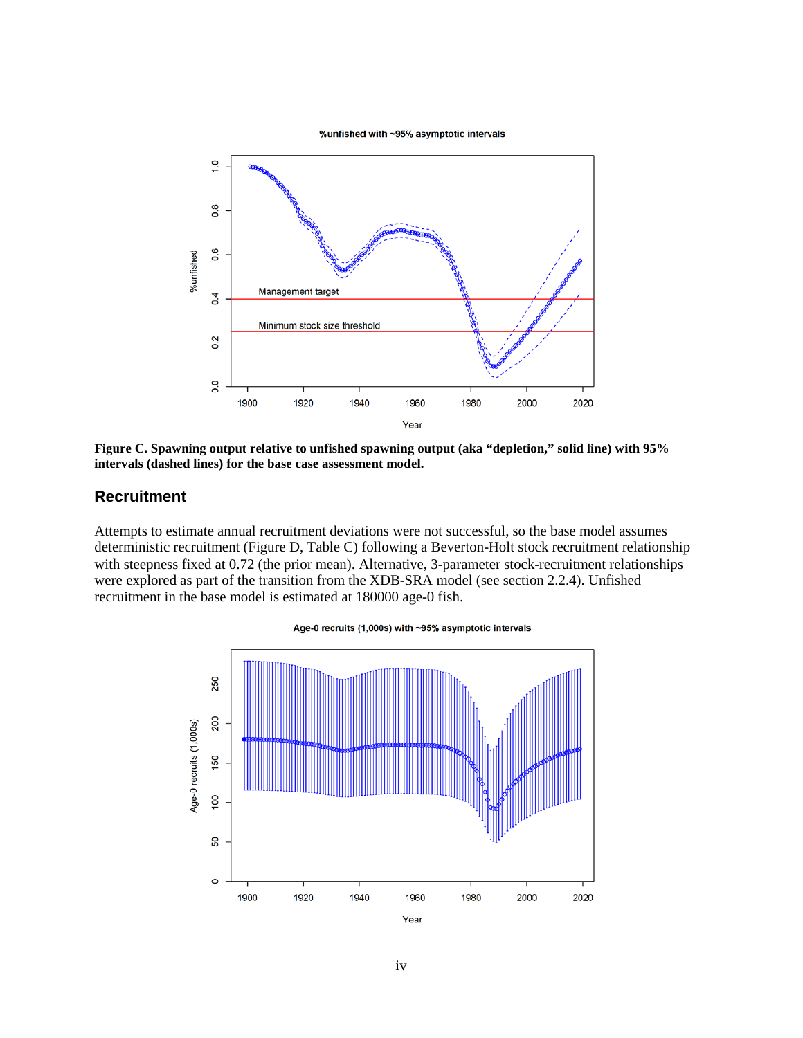**Figure C. Spawning output relative to unfished spawning output (aka "depletion," solid line) with 95% intervals (dashed lines) for the base case assessment model.**

## Recruitment

Attempts to estimate annual recruitment deviations were not successful, so the base model assumes deterministic recruitment (Figure D, Table C) following a Beverton-Holt stock recruitment relationship with steepness fixed at 0.72 (the prior mean). Alternative, 3-parameter stock-recruitment relationships were explored as part of the transition from the XDB-SRA model (see section 2.2.4). Unfished recruitment in the base model is estimated at 180000 age-0 fish.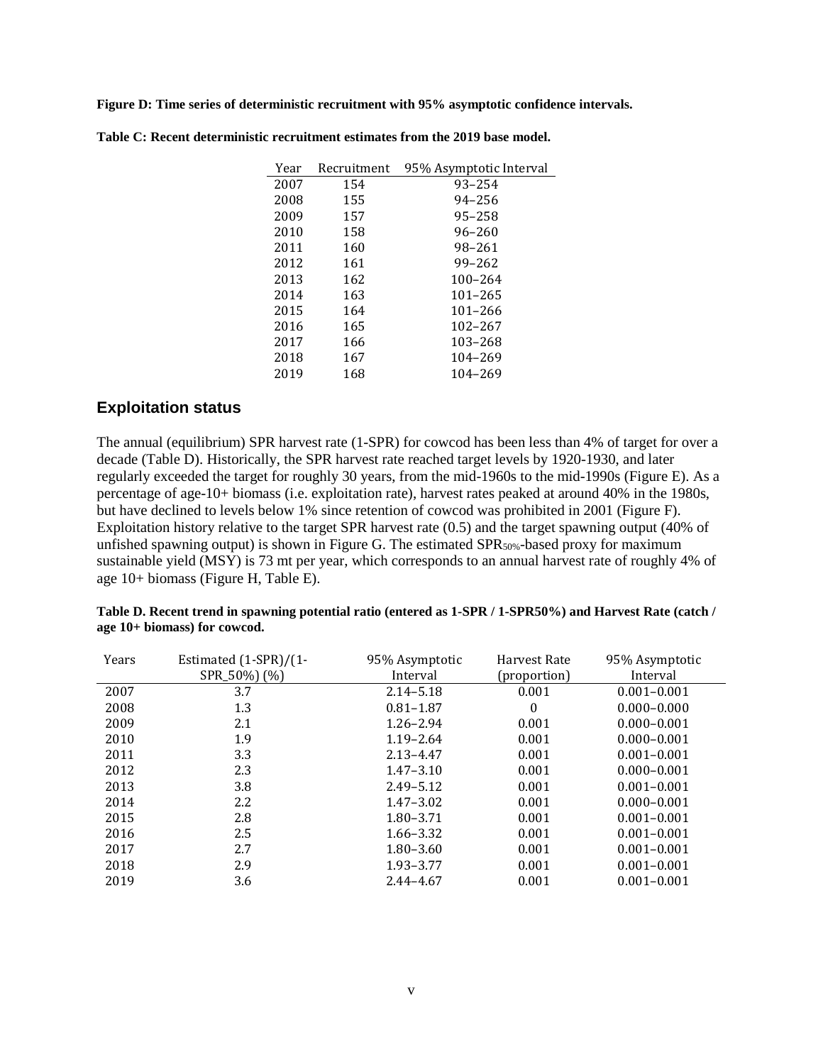**Figure D: Time series of deterministic recruitment with 95% asymptotic confidence intervals.**

**Table C: Recent deterministic recruitment estimates from the 2019 base model.**

| Year | Recruitment | 95% Asymptotic Interval |
|---|---|---|
| 2007 | 154 | 93–254 |
| 2008 | 155 | 94–256 |
| 2009 | 157 | 95–258 |
| 2010 | 158 | 96–260 |
| 2011 | 160 | 98–261 |
| 2012 | 161 | 99–262 |
| 2013 | 162 | 100–264 |
| 2014 | 163 | 101–265 |
| 2015 | 164 | 101–266 |
| 2016 | 165 | 102–267 |
| 2017 | 166 | 103–268 |
| 2018 | 167 | 104–269 |
| 2019 | 168 | 104–269 |

## Exploitation status

The annual (equilibrium) SPR harvest rate (1-SPR) for cowcod has been less than 4% of target for over a decade (Table D). Historically, the SPR harvest rate reached target levels by 1920-1930, and later regularly exceeded the target for roughly 30 years, from the mid-1960s to the mid-1990s (Figure E). As a percentage of age-10+ biomass (i.e. exploitation rate), harvest rates peaked at around 40% in the 1980s, but have declined to levels below 1% since retention of cowcod was prohibited in 2001 (Figure F). Exploitation history relative to the target SPR harvest rate (0.5) and the target spawning output (40% of unfished spawning output) is shown in Figure G. The estimated $SPR_{50\%}$-based proxy for maximum sustainable yield (MSY) is 73 mt per year, which corresponds to an annual harvest rate of roughly 4% of age 10+ biomass (Figure H, Table E).

**Table D. Recent trend in spawning potential ratio (entered as 1-SPR / 1-SPR50%) and Harvest Rate (catch / age 10+ biomass) for cowcod.**

| Years | Estimated (1-SPR)/(1-SPR_50%) (%) | 95% Asymptotic Interval | Harvest Rate (proportion) | 95% Asymptotic Interval |
|---|---|---|---|---|
| 2007 | 3.7 | 2.14–5.18 | 0.001 | 0.001–0.001 |
| 2008 | 1.3 | 0.81–1.87 | 0 | 0.000–0.000 |
| 2009 | 2.1 | 1.26–2.94 | 0.001 | 0.000–0.001 |
| 2010 | 1.9 | 1.19–2.64 | 0.001 | 0.000–0.001 |
| 2011 | 3.3 | 2.13–4.47 | 0.001 | 0.001–0.001 |
| 2012 | 2.3 | 1.47–3.10 | 0.001 | 0.000–0.001 |
| 2013 | 3.8 | 2.49–5.12 | 0.001 | 0.001–0.001 |
| 2014 | 2.2 | 1.47–3.02 | 0.001 | 0.000–0.001 |
| 2015 | 2.8 | 1.80–3.71 | 0.001 | 0.001–0.001 |
| 2016 | 2.5 | 1.66–3.32 | 0.001 | 0.001–0.001 |
| 2017 | 2.7 | 1.80–3.60 | 0.001 | 0.001–0.001 |
| 2018 | 2.9 | 1.93–3.77 | 0.001 | 0.001–0.001 |
| 2019 | 3.6 | 2.44–4.67 | 0.001 | 0.001–0.001 |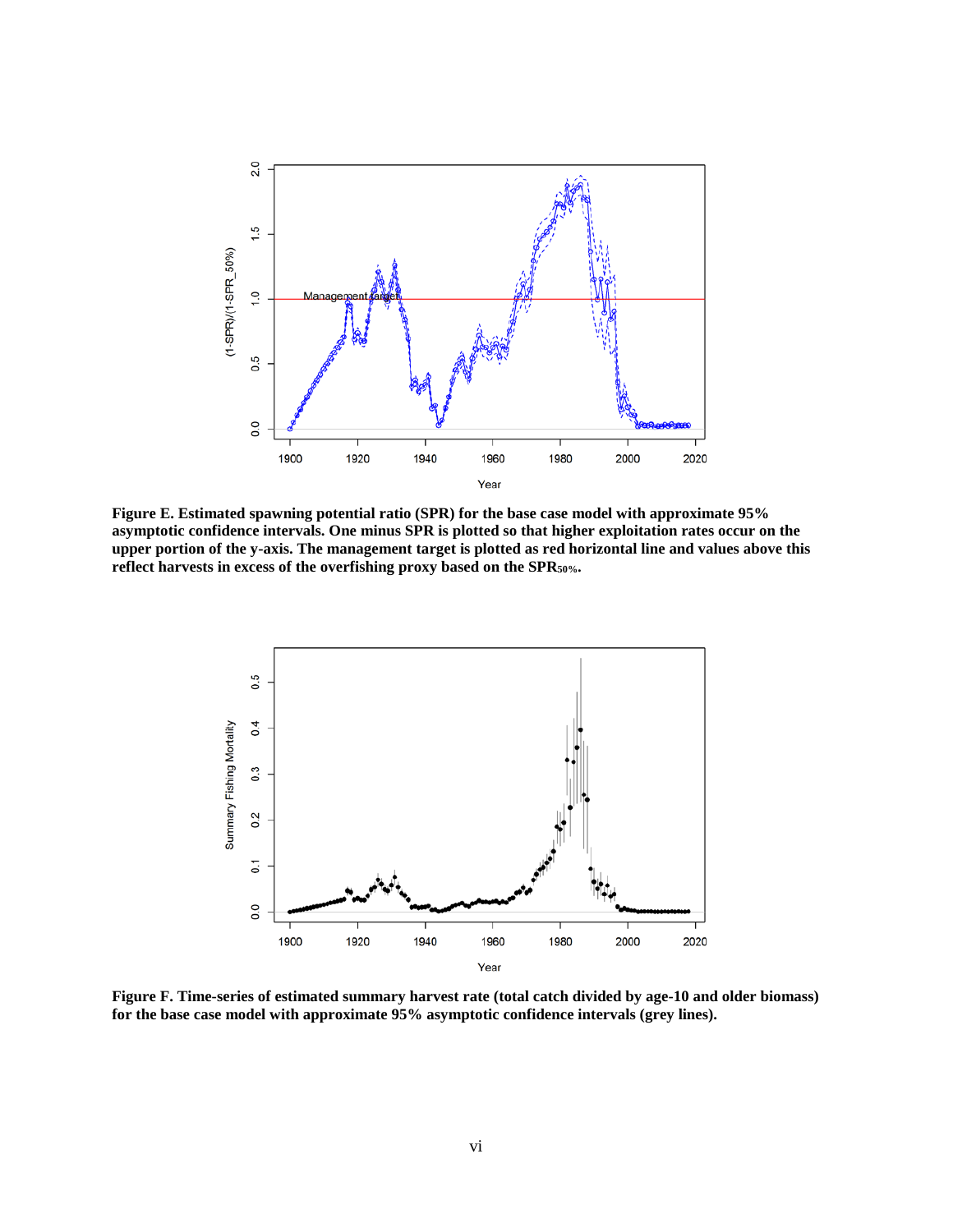**Figure E. Estimated spawning potential ratio (SPR) for the base case model with approximate 95% asymptotic confidence intervals. One minus SPR is plotted so that higher exploitation rates occur on the upper portion of the y-axis. The management target is plotted as red horizontal line and values above this reflect harvests in excess of the overfishing proxy based on the $SPR_{50\%}$.**

**Figure F. Time-series of estimated summary harvest rate (total catch divided by age-10 and older biomass) for the base case model with approximate 95% asymptotic confidence intervals (grey lines).**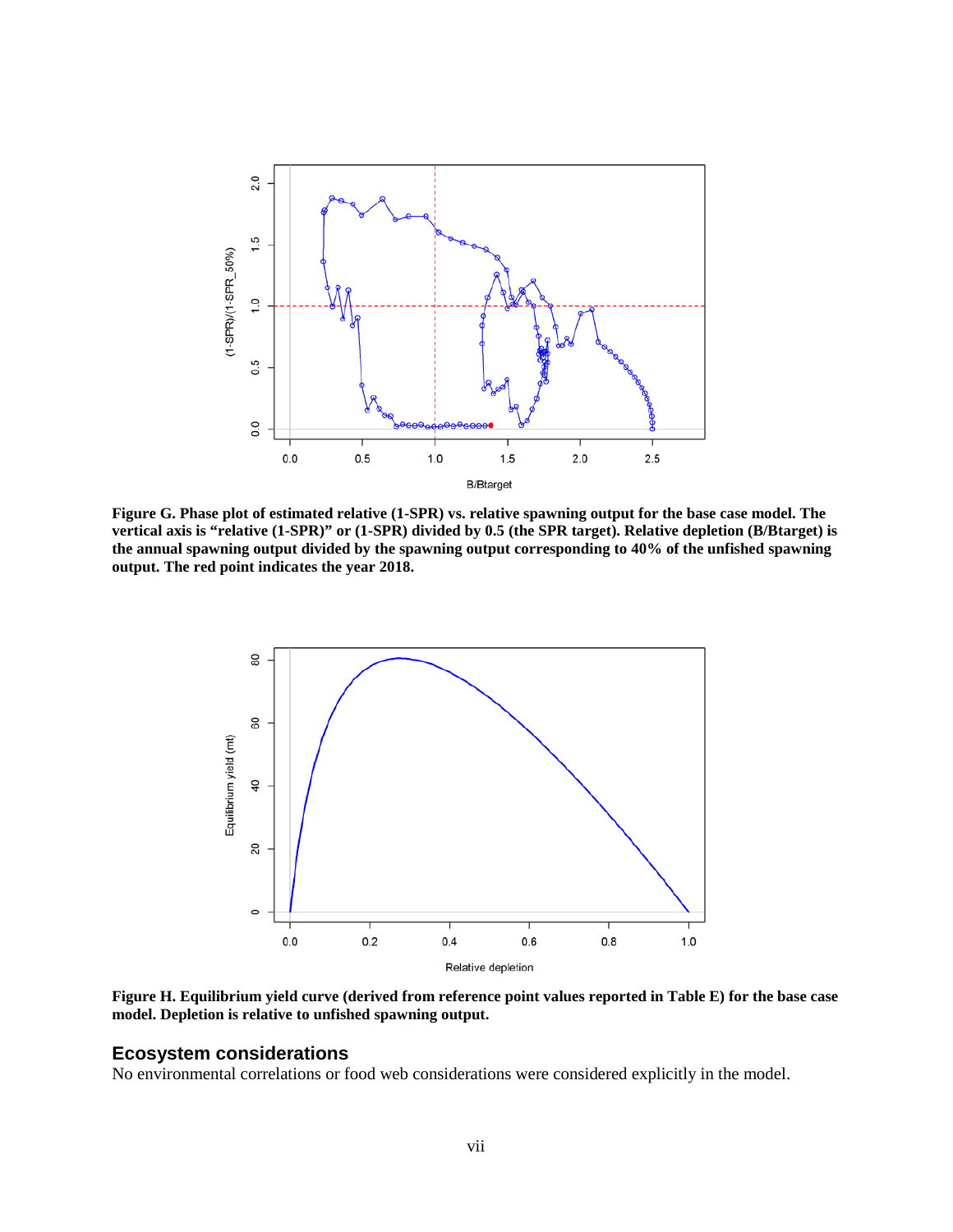**Figure G. Phase plot of estimated relative (1-SPR) vs. relative spawning output for the base case model. The vertical axis is "relative (1-SPR)" or (1-SPR) divided by 0.5 (the SPR target). Relative depletion (B/Btarget) is the annual spawning output divided by the spawning output corresponding to 40% of the unfished spawning output. The red point indicates the year 2018.**

**Figure H. Equilibrium yield curve (derived from reference point values reported in Table E) for the base case model. Depletion is relative to unfished spawning output.**

## Ecosystem considerations

No environmental correlations or food web considerations were considered explicitly in the model.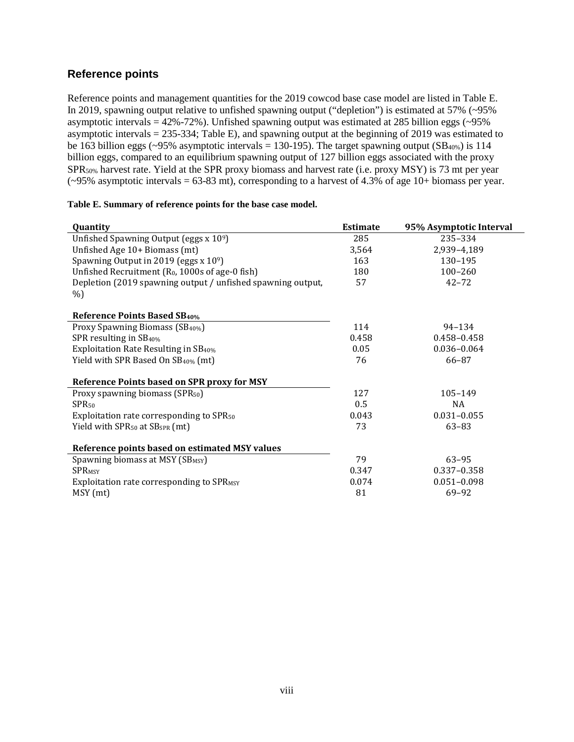## Reference points

Reference points and management quantities for the 2019 cowcod base case model are listed in Table E. In 2019, spawning output relative to unfished spawning output ("depletion") is estimated at 57% (~95% asymptotic intervals = 42%-72%). Unfished spawning output was estimated at 285 billion eggs (~95% asymptotic intervals = 235-334; Table E), and spawning output at the beginning of 2019 was estimated to be 163 billion eggs (~95% asymptotic intervals = 130-195). The target spawning output ($SB_{40\%}$) is 114 billion eggs, compared to an equilibrium spawning output of 127 billion eggs associated with the proxy $SPR_{50\%}$ harvest rate. Yield at the SPR proxy biomass and harvest rate (i.e. proxy MSY) is 73 mt per year (~95% asymptotic intervals = 63-83 mt), corresponding to a harvest of 4.3% of age 10+ biomass per year.

**Table E. Summary of reference points for the base case model.**

| Quantity | Estimate | 95% Asymptotic Interval |
|---|---|---|
| Unfished Spawning Output (eggs x $10^9$) | 285 | 235–334 |
| Unfished Age 10+ Biomass (mt) | 3,564 | 2,939–4,189 |
| Spawning Output in 2019 (eggs x $10^9$) | 163 | 130–195 |
| Unfished Recruitment ($R_0$, 1000s of age-0 fish) | 180 | 100–260 |
| Depletion (2019 spawning output / unfished spawning output, %) | 57 | 42–72 |
| **Reference Points Based $SB_{40\%}$** | | |
| Proxy Spawning Biomass ($SB_{40\%}$) | 114 | 94–134 |
| SPR resulting in $SB_{40\%}$ | 0.458 | 0.458–0.458 |
| Exploitation Rate Resulting in $SB_{40\%}$ | 0.05 | 0.036–0.064 |
| Yield with SPR Based On $SB_{40\%}$ (mt) | 76 | 66–87 |
| **Reference Points based on SPR proxy for MSY** | | |
| Proxy spawning biomass ($SPR_{50}$) | 127 | 105–149 |
| $SPR_{50}$ | 0.5 | NA |
| Exploitation rate corresponding to $SPR_{50}$ | 0.043 | 0.031–0.055 |
| Yield with $SPR_{50}$ at $SB_{SPR}$ (mt) | 73 | 63–83 |
| **Reference points based on estimated MSY values** | | |
| Spawning biomass at MSY ($SB_{MSY}$) | 79 | 63–95 |
| $SPR_{MSY}$ | 0.347 | 0.337–0.358 |
| Exploitation rate corresponding to $SPR_{MSY}$ | 0.074 | 0.051–0.098 |
| MSY (mt) | 81 | 69–92 |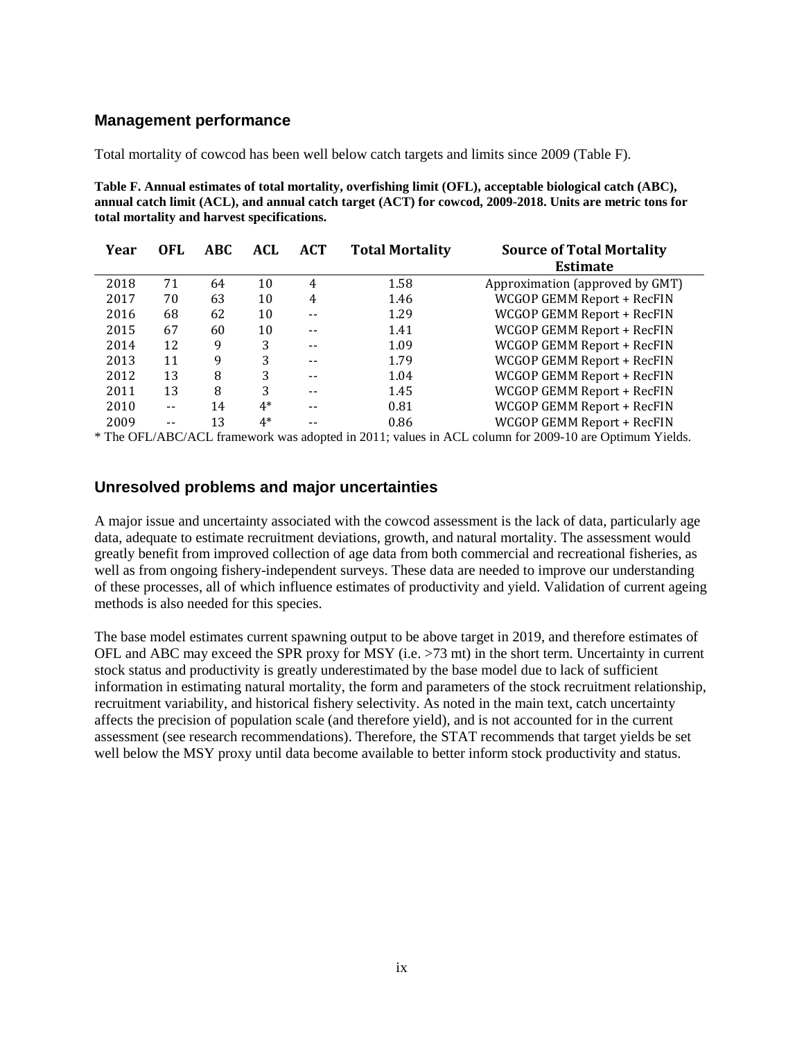## Management performance

Total mortality of cowcod has been well below catch targets and limits since 2009 (Table F).

**Table F. Annual estimates of total mortality, overfishing limit (OFL), acceptable biological catch (ABC), annual catch limit (ACL), and annual catch target (ACT) for cowcod, 2009-2018. Units are metric tons for total mortality and harvest specifications.**

| Year | OFL | ABC | ACL | ACT | Total Mortality | Source of Total Mortality Estimate |
|---|---|---|---|---|---|---|
| 2018 | 71 | 64 | 10 | 4 | 1.58 | Approximation (approved by GMT) |
| 2017 | 70 | 63 | 10 | 4 | 1.46 | WCGOP GEMM Report + RecFIN |
| 2016 | 68 | 62 | 10 | -- | 1.29 | WCGOP GEMM Report + RecFIN |
| 2015 | 67 | 60 | 10 | -- | 1.41 | WCGOP GEMM Report + RecFIN |
| 2014 | 12 | 9 | 3 | -- | 1.09 | WCGOP GEMM Report + RecFIN |
| 2013 | 11 | 9 | 3 | -- | 1.79 | WCGOP GEMM Report + RecFIN |
| 2012 | 13 | 8 | 3 | -- | 1.04 | WCGOP GEMM Report + RecFIN |
| 2011 | 13 | 8 | 3 | -- | 1.45 | WCGOP GEMM Report + RecFIN |
| 2010 | -- | 14 | 4* | -- | 0.81 | WCGOP GEMM Report + RecFIN |
| 2009 | -- | 13 | 4* | -- | 0.86 | WCGOP GEMM Report + RecFIN |

* The OFL/ABC/ACL framework was adopted in 2011; values in ACL column for 2009-10 are Optimum Yields.

## Unresolved problems and major uncertainties

A major issue and uncertainty associated with the cowcod assessment is the lack of data, particularly age data, adequate to estimate recruitment deviations, growth, and natural mortality. The assessment would greatly benefit from improved collection of age data from both commercial and recreational fisheries, as well as from ongoing fishery-independent surveys. These data are needed to improve our understanding of these processes, all of which influence estimates of productivity and yield. Validation of current ageing methods is also needed for this species.

The base model estimates current spawning output to be above target in 2019, and therefore estimates of OFL and ABC may exceed the SPR proxy for MSY (i.e. >73 mt) in the short term. Uncertainty in current stock status and productivity is greatly underestimated by the base model due to lack of sufficient information in estimating natural mortality, the form and parameters of the stock recruitment relationship, recruitment variability, and historical fishery selectivity. As noted in the main text, catch uncertainty affects the precision of population scale (and therefore yield), and is not accounted for in the current assessment (see research recommendations). Therefore, the STAT recommends that target yields be set well below the MSY proxy until data become available to better inform stock productivity and status.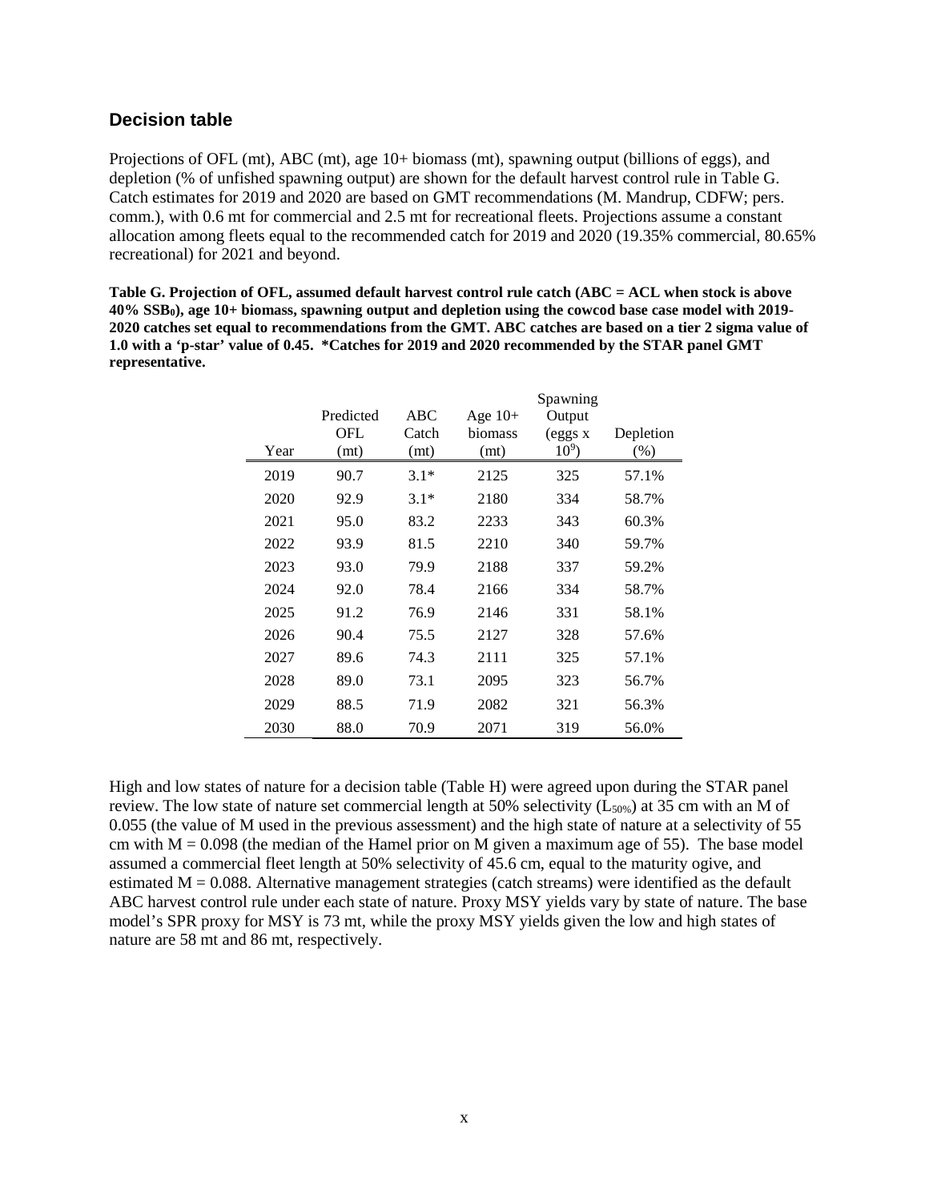## Decision table

Projections of OFL (mt), ABC (mt), age 10+ biomass (mt), spawning output (billions of eggs), and depletion (% of unfished spawning output) are shown for the default harvest control rule in Table G. Catch estimates for 2019 and 2020 are based on GMT recommendations (M. Mandrup, CDFW; pers. comm.), with 0.6 mt for commercial and 2.5 mt for recreational fleets. Projections assume a constant allocation among fleets equal to the recommended catch for 2019 and 2020 (19.35% commercial, 80.65% recreational) for 2021 and beyond.

**Table G. Projection of OFL, assumed default harvest control rule catch (ABC = ACL when stock is above 40% $SSB_0$), age 10+ biomass, spawning output and depletion using the cowcod base case model with 2019-2020 catches set equal to recommendations from the GMT. ABC catches are based on a tier 2 sigma value of 1.0 with a 'p-star' value of 0.45. *Catches for 2019 and 2020 recommended by the STAR panel GMT representative.**

| Year | Predicted OFL (mt) | ABC Catch (mt) | Age 10+ biomass (mt) | Spawning Output (eggs x $10^9$) | Depletion (%) |
|---|---|---|---|---|---|
| 2019 | 90.7 | 3.1* | 2125 | 325 | 57.1% |
| 2020 | 92.9 | 3.1* | 2180 | 334 | 58.7% |
| 2021 | 95.0 | 83.2 | 2233 | 343 | 60.3% |
| 2022 | 93.9 | 81.5 | 2210 | 340 | 59.7% |
| 2023 | 93.0 | 79.9 | 2188 | 337 | 59.2% |
| 2024 | 92.0 | 78.4 | 2166 | 334 | 58.7% |
| 2025 | 91.2 | 76.9 | 2146 | 331 | 58.1% |
| 2026 | 90.4 | 75.5 | 2127 | 328 | 57.6% |
| 2027 | 89.6 | 74.3 | 2111 | 325 | 57.1% |
| 2028 | 89.0 | 73.1 | 2095 | 323 | 56.7% |
| 2029 | 88.5 | 71.9 | 2082 | 321 | 56.3% |
| 2030 | 88.0 | 70.9 | 2071 | 319 | 56.0% |

High and low states of nature for a decision table (Table H) were agreed upon during the STAR panel review. The low state of nature set commercial length at 50% selectivity ($L_{50\%}$) at 35 cm with an M of 0.055 (the value of M used in the previous assessment) and the high state of nature at a selectivity of 55 cm with $M = 0.098$ (the median of the Hamel prior on M given a maximum age of 55). The base model assumed a commercial fleet length at 50% selectivity of 45.6 cm, equal to the maturity ogive, and estimated $M = 0.088$. Alternative management strategies (catch streams) were identified as the default ABC harvest control rule under each state of nature. Proxy MSY yields vary by state of nature. The base model's SPR proxy for MSY is 73 mt, while the proxy MSY yields given the low and high states of nature are 58 mt and 86 mt, respectively.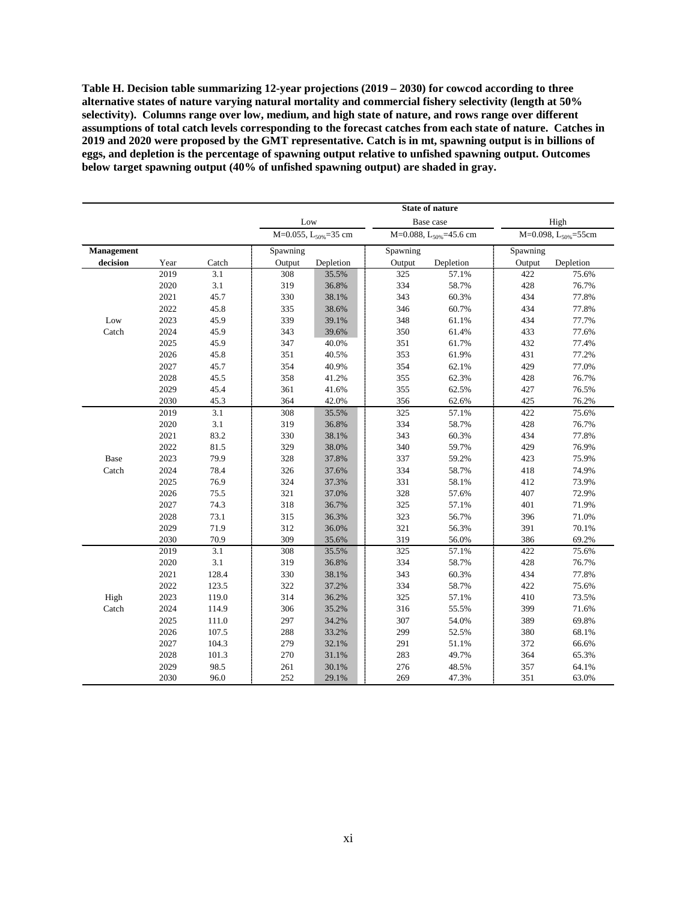**Table H. Decision table summarizing 12-year projections (2019 – 2030) for cowcod according to three alternative states of nature varying natural mortality and commercial fishery selectivity (length at 50% selectivity). Columns range over low, medium, and high state of nature, and rows range over different assumptions of total catch levels corresponding to the forecast catches from each state of nature. Catches in 2019 and 2020 were proposed by the GMT representative. Catch is in mt, spawning output is in billions of eggs, and depletion is the percentage of spawning output relative to unfished spawning output. Outcomes below target spawning output (40% of unfished spawning output) are shaded in gray.**

| | | | State of nature | | | | | |
|---|---|---|---|---|---|---|---|---|
| | | | Low | | Base case | | High | |
| | | | M=0.055, $L_{50\%}$=35 cm | | M=0.088, $L_{50\%}$=45.6 cm | | M=0.098, $L_{50\%}$=55cm | |
| Management decision | Year | Catch | Spawning Output | Depletion | Spawning Output | Depletion | Spawning Output | Depletion |
| Low Catch | 2019 | 3.1 | 308 | 35.5% | 325 | 57.1% | 422 | 75.6% |
| | 2020 | 3.1 | 319 | 36.8% | 334 | 58.7% | 428 | 76.7% |
| | 2021 | 45.7 | 330 | 38.1% | 343 | 60.3% | 434 | 77.8% |
| | 2022 | 45.8 | 335 | 38.6% | 346 | 60.7% | 434 | 77.8% |
| | 2023 | 45.9 | 339 | 39.1% | 348 | 61.1% | 434 | 77.7% |
| | 2024 | 45.9 | 343 | 39.6% | 350 | 61.4% | 433 | 77.6% |
| | 2025 | 45.9 | 347 | 40.0% | 351 | 61.7% | 432 | 77.4% |
| | 2026 | 45.8 | 351 | 40.5% | 353 | 61.9% | 431 | 77.2% |
| | 2027 | 45.7 | 354 | 40.9% | 354 | 62.1% | 429 | 77.0% |
| | 2028 | 45.5 | 358 | 41.2% | 355 | 62.3% | 428 | 76.7% |
| | 2029 | 45.4 | 361 | 41.6% | 355 | 62.5% | 427 | 76.5% |
| | 2030 | 45.3 | 364 | 42.0% | 356 | 62.6% | 425 | 76.2% |
| Base Catch | 2019 | 3.1 | 308 | 35.5% | 325 | 57.1% | 422 | 75.6% |
| | 2020 | 3.1 | 319 | 36.8% | 334 | 58.7% | 428 | 76.7% |
| | 2021 | 83.2 | 330 | 38.1% | 343 | 60.3% | 434 | 77.8% |
| | 2022 | 81.5 | 329 | 38.0% | 340 | 59.7% | 429 | 76.9% |
| | 2023 | 79.9 | 328 | 37.8% | 337 | 59.2% | 423 | 75.9% |
| | 2024 | 78.4 | 326 | 37.6% | 334 | 58.7% | 418 | 74.9% |
| | 2025 | 76.9 | 324 | 37.3% | 331 | 58.1% | 412 | 73.9% |
| | 2026 | 75.5 | 321 | 37.0% | 328 | 57.6% | 407 | 72.9% |
| | 2027 | 74.3 | 318 | 36.7% | 325 | 57.1% | 401 | 71.9% |
| | 2028 | 73.1 | 315 | 36.3% | 323 | 56.7% | 396 | 71.0% |
| | 2029 | 71.9 | 312 | 36.0% | 321 | 56.3% | 391 | 70.1% |
| | 2030 | 70.9 | 309 | 35.6% | 319 | 56.0% | 386 | 69.2% |
| High Catch | 2019 | 3.1 | 308 | 35.5% | 325 | 57.1% | 422 | 75.6% |
| | 2020 | 3.1 | 319 | 36.8% | 334 | 58.7% | 428 | 76.7% |
| | 2021 | 128.4 | 330 | 38.1% | 343 | 60.3% | 434 | 77.8% |
| | 2022 | 123.5 | 322 | 37.2% | 334 | 58.7% | 422 | 75.6% |
| | 2023 | 119.0 | 314 | 36.2% | 325 | 57.1% | 410 | 73.5% |
| | 2024 | 114.9 | 306 | 35.2% | 316 | 55.5% | 399 | 71.6% |
| | 2025 | 111.0 | 297 | 34.2% | 307 | 54.0% | 389 | 69.8% |
| | 2026 | 107.5 | 288 | 33.2% | 299 | 52.5% | 380 | 68.1% |
| | 2027 | 104.3 | 279 | 32.1% | 291 | 51.1% | 372 | 66.6% |
| | 2028 | 101.3 | 270 | 31.1% | 283 | 49.7% | 364 | 65.3% |
| | 2029 | 98.5 | 261 | 30.1% | 276 | 48.5% | 357 | 64.1% |
| | 2030 | 96.0 | 252 | 29.1% | 269 | 47.3% | 351 | 63.0% |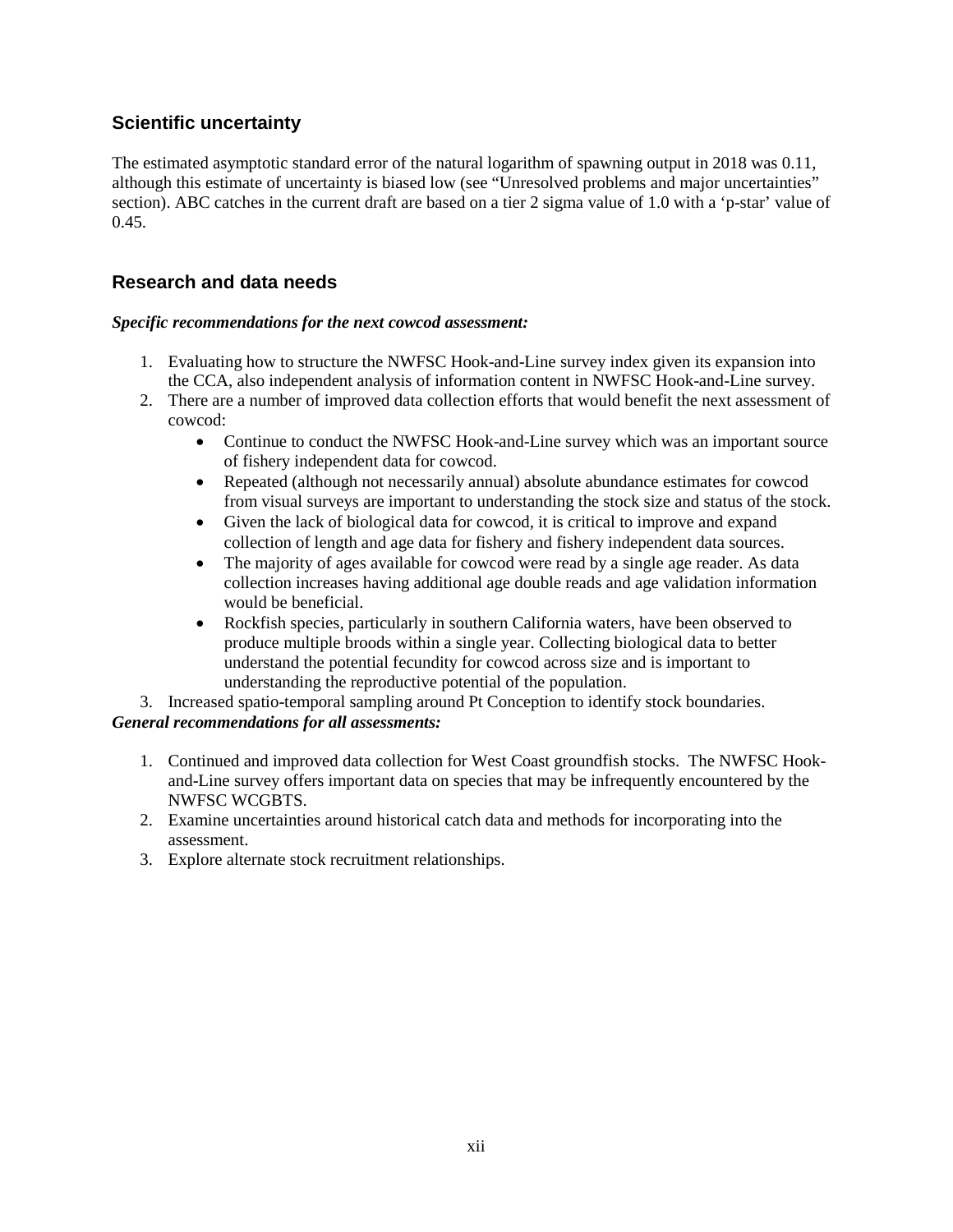## Scientific uncertainty

The estimated asymptotic standard error of the natural logarithm of spawning output in 2018 was 0.11, although this estimate of uncertainty is biased low (see "Unresolved problems and major uncertainties" section). ABC catches in the current draft are based on a tier 2 sigma value of 1.0 with a 'p-star' value of 0.45.

## Research and data needs

***Specific recommendations for the next cowcod assessment:***

1. Evaluating how to structure the NWFSC Hook-and-Line survey index given its expansion into the CCA, also independent analysis of information content in NWFSC Hook-and-Line survey.
2. There are a number of improved data collection efforts that would benefit the next assessment of cowcod:
   - Continue to conduct the NWFSC Hook-and-Line survey which was an important source of fishery independent data for cowcod.
   - Repeated (although not necessarily annual) absolute abundance estimates for cowcod from visual surveys are important to understanding the stock size and status of the stock.
   - Given the lack of biological data for cowcod, it is critical to improve and expand collection of length and age data for fishery and fishery independent data sources.
   - The majority of ages available for cowcod were read by a single age reader. As data collection increases having additional age double reads and age validation information would be beneficial.
   - Rockfish species, particularly in southern California waters, have been observed to produce multiple broods within a single year. Collecting biological data to better understand the potential fecundity for cowcod across size and is important to understanding the reproductive potential of the population.
3. Increased spatio-temporal sampling around Pt Conception to identify stock boundaries.

***General recommendations for all assessments:***

1. Continued and improved data collection for West Coast groundfish stocks. The NWFSC Hook-and-Line survey offers important data on species that may be infrequently encountered by the NWFSC WCGBTS.
2. Examine uncertainties around historical catch data and methods for incorporating into the assessment.
3. Explore alternate stock recruitment relationships.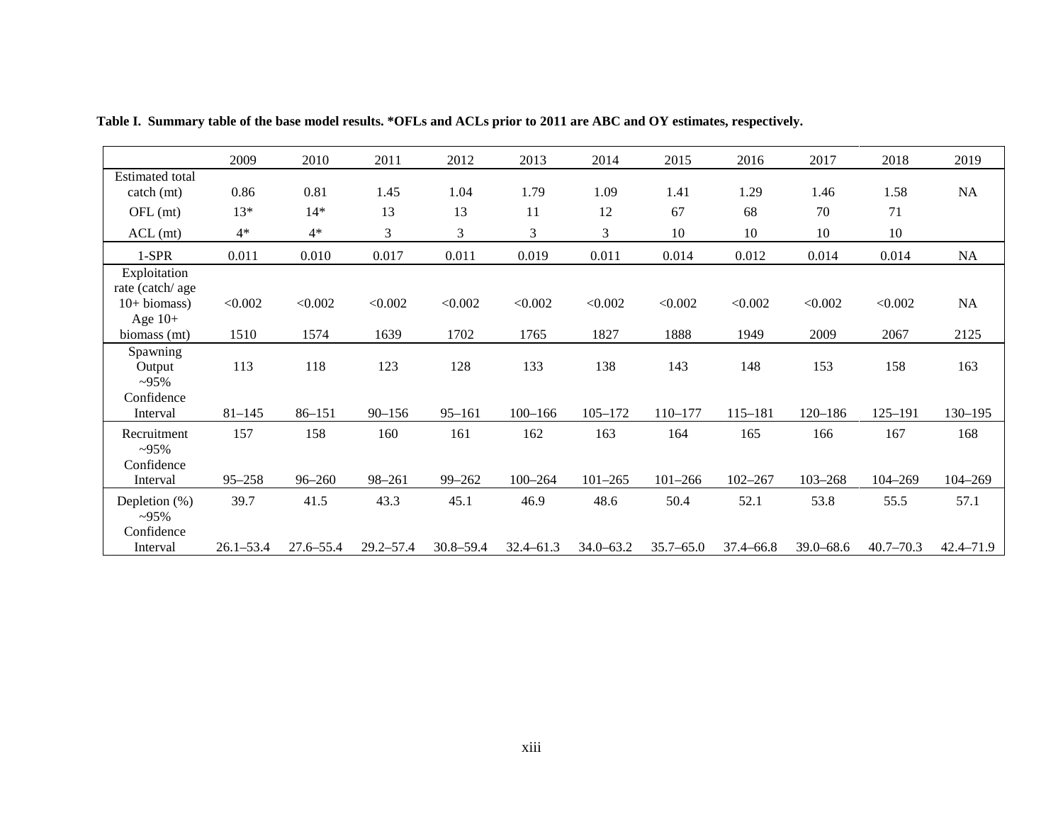**Table I. Summary table of the base model results. *OFLs and ACLs prior to 2011 are ABC and OY estimates, respectively.**

| | 2009 | 2010 | 2011 | 2012 | 2013 | 2014 | 2015 | 2016 | 2017 | 2018 | 2019 |
|---|---|---|---|---|---|---|---|---|---|---|---|
| Estimated total catch (mt) | 0.86 | 0.81 | 1.45 | 1.04 | 1.79 | 1.09 | 1.41 | 1.29 | 1.46 | 1.58 | NA |
| OFL (mt) | 13* | 14* | 13 | 13 | 11 | 12 | 67 | 68 | 70 | 71 | |
| ACL (mt) | 4* | 4* | 3 | 3 | 3 | 3 | 10 | 10 | 10 | 10 | |
| 1-SPR | 0.011 | 0.010 | 0.017 | 0.011 | 0.019 | 0.011 | 0.014 | 0.012 | 0.014 | 0.014 | NA |
| Exploitation rate (catch/ age 10+ biomass) | <0.002 | <0.002 | <0.002 | <0.002 | <0.002 | <0.002 | <0.002 | <0.002 | <0.002 | <0.002 | NA |
| Age 10+ biomass (mt) | 1510 | 1574 | 1639 | 1702 | 1765 | 1827 | 1888 | 1949 | 2009 | 2067 | 2125 |
| Spawning Output | 113 | 118 | 123 | 128 | 133 | 138 | 143 | 148 | 153 | 158 | 163 |
| ~95% Confidence Interval | 81–145 | 86–151 | 90–156 | 95–161 | 100–166 | 105–172 | 110–177 | 115–181 | 120–186 | 125–191 | 130–195 |
| Recruitment | 157 | 158 | 160 | 161 | 162 | 163 | 164 | 165 | 166 | 167 | 168 |
| ~95% Confidence Interval | 95–258 | 96–260 | 98–261 | 99–262 | 100–264 | 101–265 | 101–266 | 102–267 | 103–268 | 104–269 | 104–269 |
| Depletion (%) | 39.7 | 41.5 | 43.3 | 45.1 | 46.9 | 48.6 | 50.4 | 52.1 | 53.8 | 55.5 | 57.1 |
| ~95% Confidence Interval | 26.1–53.4 | 27.6–55.4 | 29.2–57.4 | 30.8–59.4 | 32.4–61.3 | 34.0–63.2 | 35.7–65.0 | 37.4–66.8 | 39.0–68.6 | 40.7–70.3 | 42.4–71.9 |